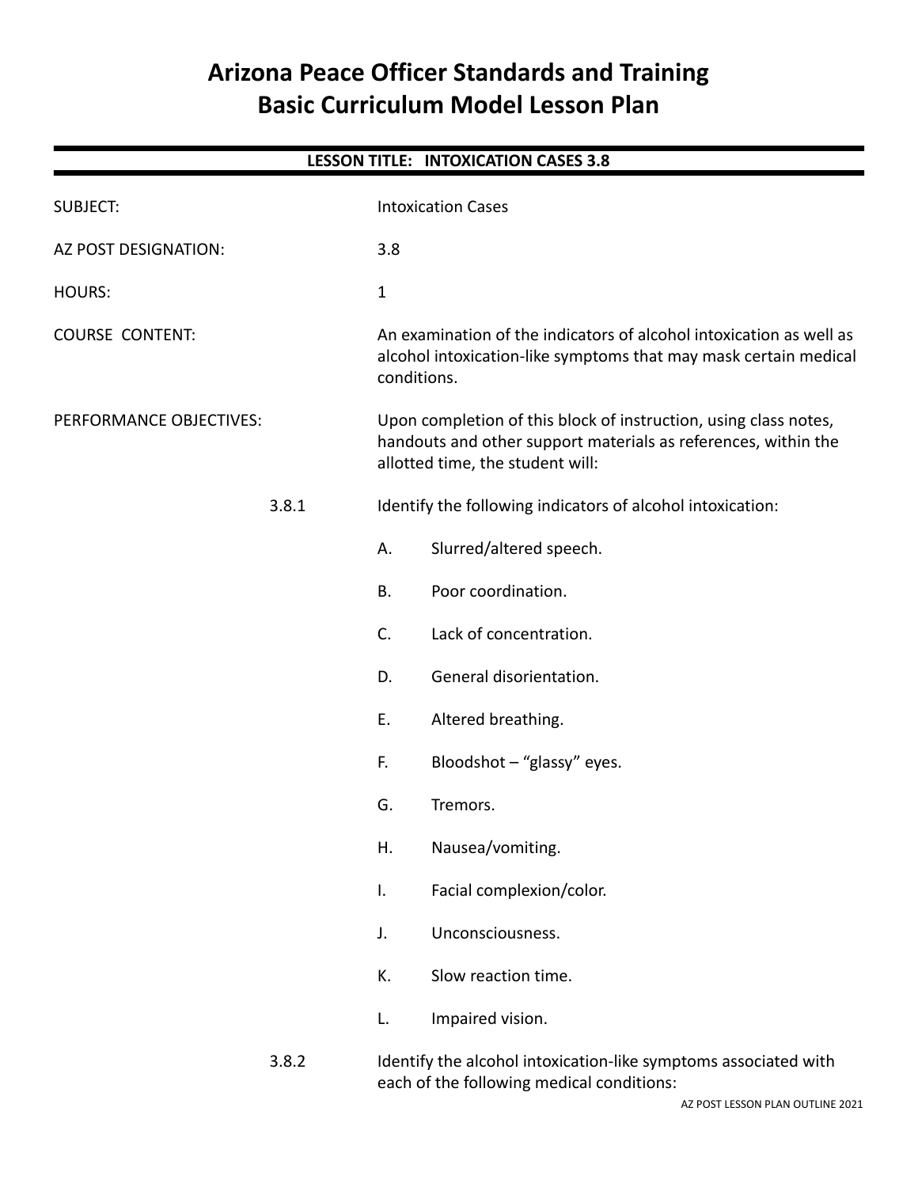# Arizona Peace Officer Standards and Training
# Basic Curriculum Model Lesson Plan

## LESSON TITLE: INTOXICATION CASES 3.8

SUBJECT: Intoxication Cases

AZ POST DESIGNATION: 3.8

HOURS: 1

COURSE CONTENT: An examination of the indicators of alcohol intoxication as well as alcohol intoxication-like symptoms that may mask certain medical conditions.

PERFORMANCE OBJECTIVES: Upon completion of this block of instruction, using class notes, handouts and other support materials as references, within the allotted time, the student will:

3.8.1 Identify the following indicators of alcohol intoxication:

- A. Slurred/altered speech.
- B. Poor coordination.
- C. Lack of concentration.
- D. General disorientation.
- E. Altered breathing.
- F. Bloodshot – "glassy" eyes.
- G. Tremors.
- H. Nausea/vomiting.
- I. Facial complexion/color.
- J. Unconsciousness.
- K. Slow reaction time.
- L. Impaired vision.

3.8.2 Identify the alcohol intoxication-like symptoms associated with each of the following medical conditions: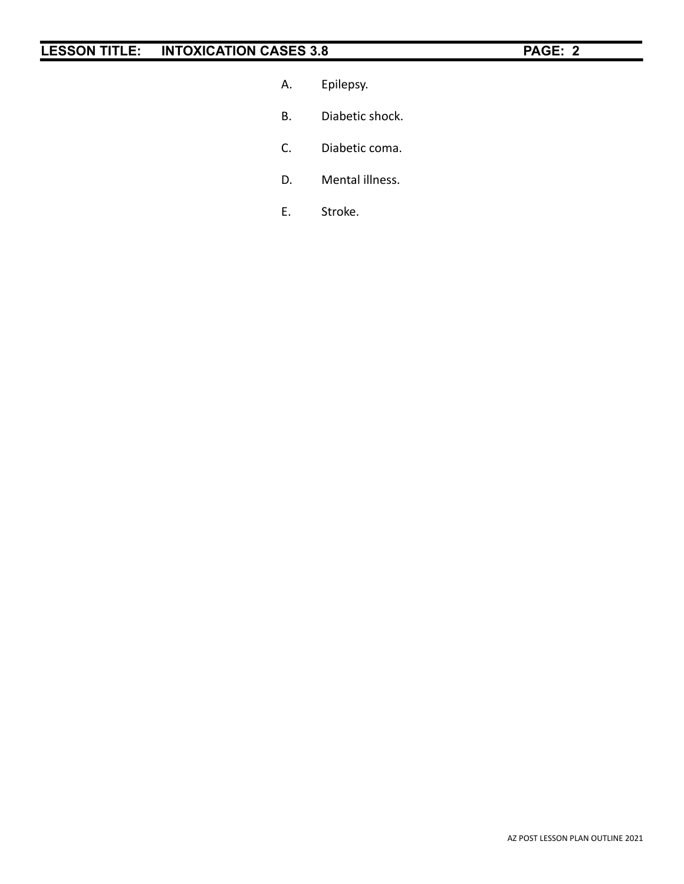A. Epilepsy.

B. Diabetic shock.

C. Diabetic coma.

D. Mental illness.

E. Stroke.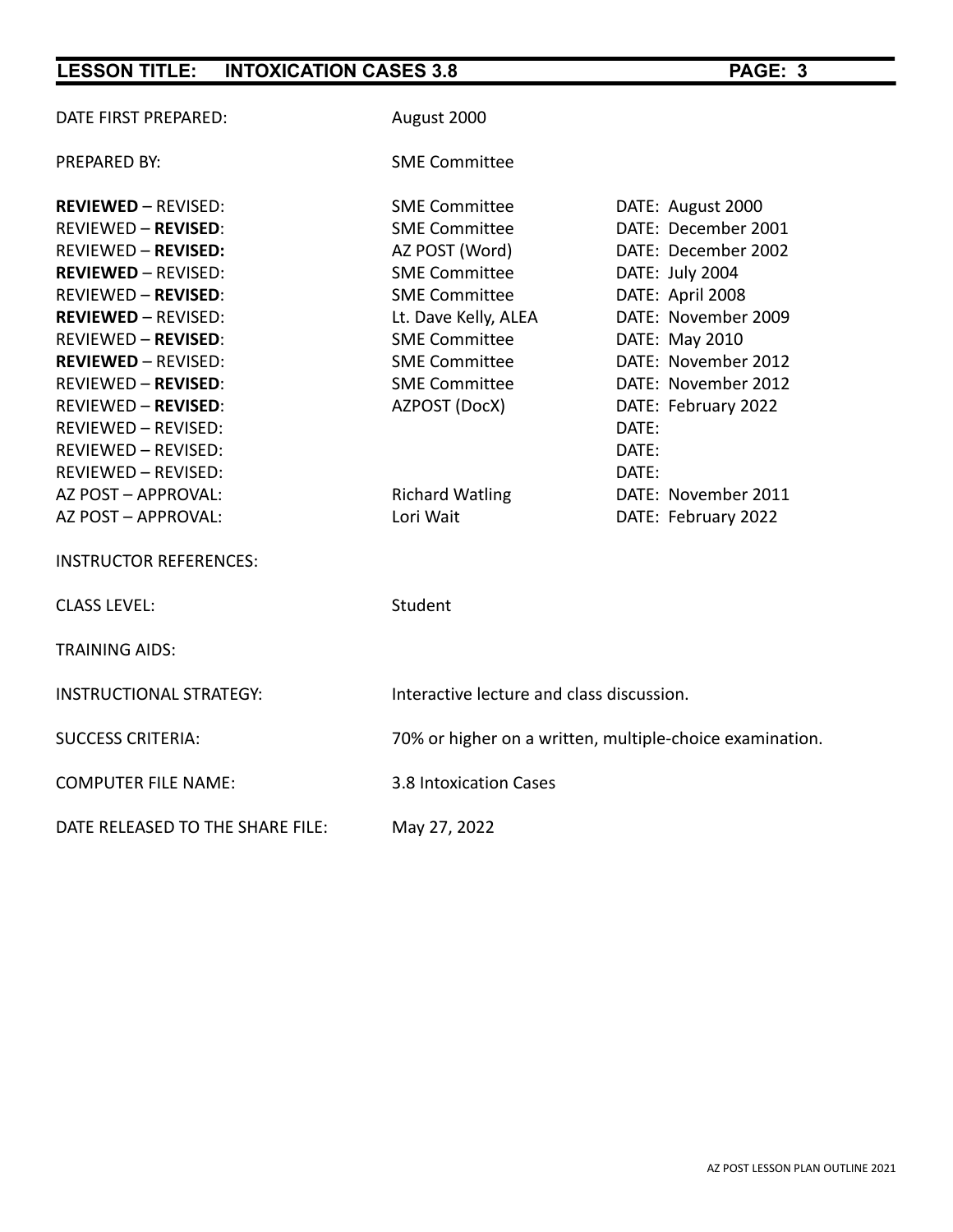| | | |
|---|---|---|
| DATE FIRST PREPARED: | August 2000 | |
| PREPARED BY: | SME Committee | |
| **REVIEWED** – REVISED: | SME Committee | DATE: August 2000 |
| REVIEWED – **REVISED**: | SME Committee | DATE: December 2001 |
| REVIEWED – **REVISED:** | AZ POST (Word) | DATE: December 2002 |
| **REVIEWED** – REVISED: | SME Committee | DATE: July 2004 |
| REVIEWED – **REVISED**: | SME Committee | DATE: April 2008 |
| **REVIEWED** – REVISED: | Lt. Dave Kelly, ALEA | DATE: November 2009 |
| REVIEWED – **REVISED**: | SME Committee | DATE: May 2010 |
| **REVIEWED** – REVISED: | SME Committee | DATE: November 2012 |
| REVIEWED – **REVISED**: | SME Committee | DATE: November 2012 |
| REVIEWED – **REVISED**: | AZPOST (DocX) | DATE: February 2022 |
| REVIEWED – REVISED: | | DATE: |
| REVIEWED – REVISED: | | DATE: |
| REVIEWED – REVISED: | | DATE: |
| AZ POST – APPROVAL: | Richard Watling | DATE: November 2011 |
| AZ POST – APPROVAL: | Lori Wait | DATE: February 2022 |
| INSTRUCTOR REFERENCES: | | |
| CLASS LEVEL: | Student | |
| TRAINING AIDS: | | |
| INSTRUCTIONAL STRATEGY: | Interactive lecture and class discussion. | |
| SUCCESS CRITERIA: | 70% or higher on a written, multiple-choice examination. | |
| COMPUTER FILE NAME: | 3.8 Intoxication Cases | |
| DATE RELEASED TO THE SHARE FILE: | May 27, 2022 | |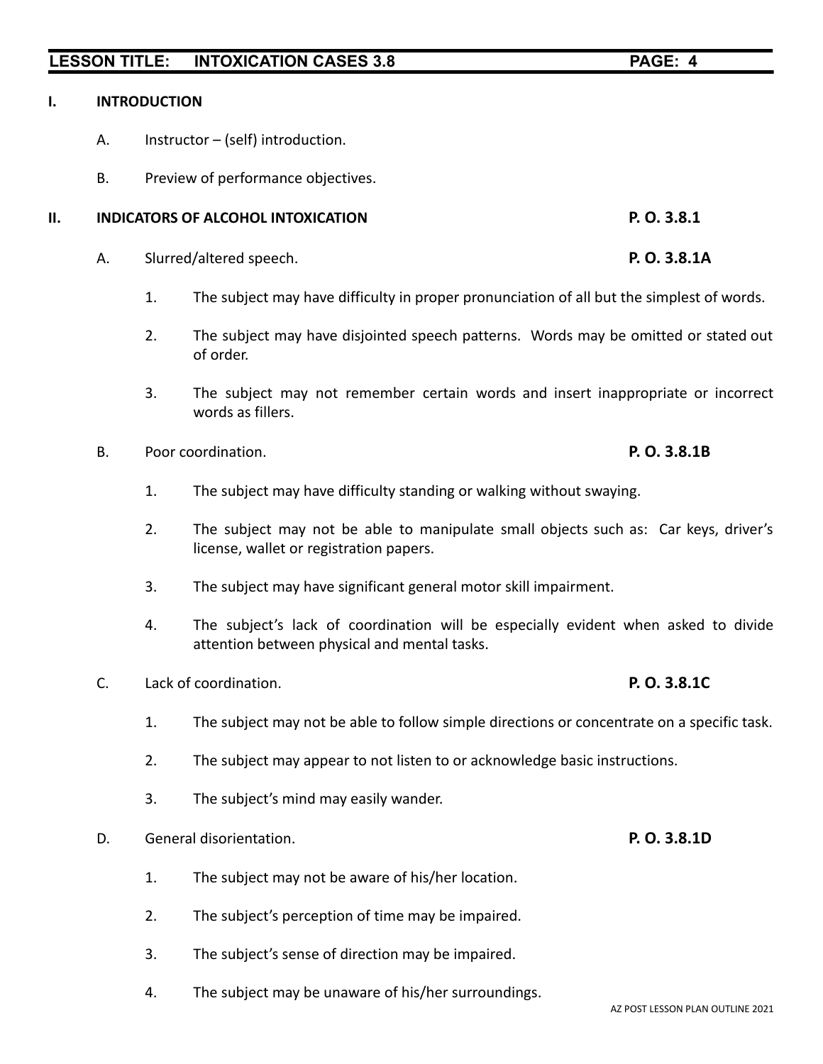## I. INTRODUCTION

A. Instructor – (self) introduction.

B. Preview of performance objectives.

## II. INDICATORS OF ALCOHOL INTOXICATION — P. O. 3.8.1

A. Slurred/altered speech. **P. O. 3.8.1A**

1. The subject may have difficulty in proper pronunciation of all but the simplest of words.

2. The subject may have disjointed speech patterns. Words may be omitted or stated out of order.

3. The subject may not remember certain words and insert inappropriate or incorrect words as fillers.

B. Poor coordination. **P. O. 3.8.1B**

1. The subject may have difficulty standing or walking without swaying.

2. The subject may not be able to manipulate small objects such as: Car keys, driver's license, wallet or registration papers.

3. The subject may have significant general motor skill impairment.

4. The subject's lack of coordination will be especially evident when asked to divide attention between physical and mental tasks.

C. Lack of coordination. **P. O. 3.8.1C**

1. The subject may not be able to follow simple directions or concentrate on a specific task.

2. The subject may appear to not listen to or acknowledge basic instructions.

3. The subject's mind may easily wander.

D. General disorientation. **P. O. 3.8.1D**

1. The subject may not be aware of his/her location.

2. The subject's perception of time may be impaired.

3. The subject's sense of direction may be impaired.

4. The subject may be unaware of his/her surroundings.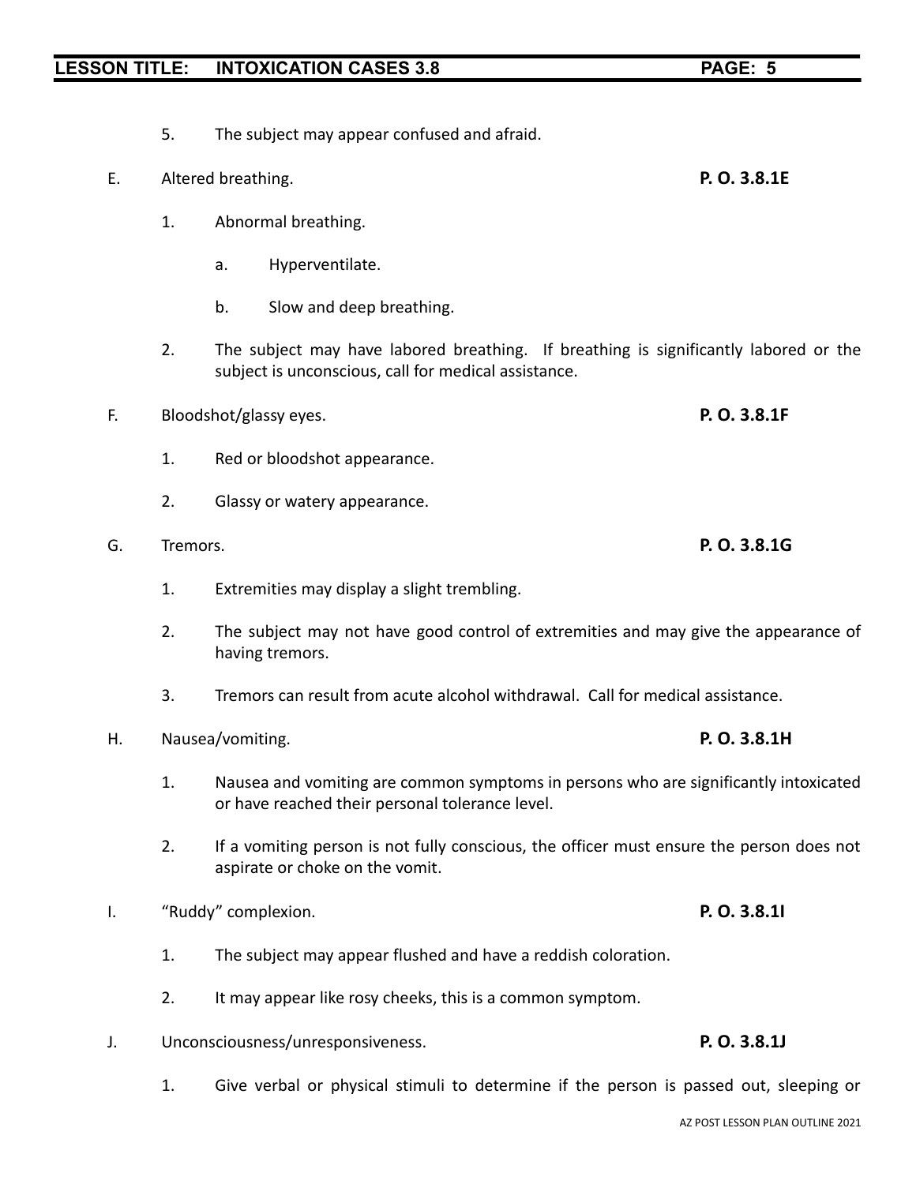5. The subject may appear confused and afraid.

E. Altered breathing. **P. O. 3.8.1E**

1. Abnormal breathing.

    a. Hyperventilate.

    b. Slow and deep breathing.

2. The subject may have labored breathing. If breathing is significantly labored or the subject is unconscious, call for medical assistance.

F. Bloodshot/glassy eyes. **P. O. 3.8.1F**

1. Red or bloodshot appearance.

2. Glassy or watery appearance.

G. Tremors. **P. O. 3.8.1G**

1. Extremities may display a slight trembling.

2. The subject may not have good control of extremities and may give the appearance of having tremors.

3. Tremors can result from acute alcohol withdrawal. Call for medical assistance.

H. Nausea/vomiting. **P. O. 3.8.1H**

1. Nausea and vomiting are common symptoms in persons who are significantly intoxicated or have reached their personal tolerance level.

2. If a vomiting person is not fully conscious, the officer must ensure the person does not aspirate or choke on the vomit.

I. "Ruddy" complexion. **P. O. 3.8.1I**

1. The subject may appear flushed and have a reddish coloration.

2. It may appear like rosy cheeks, this is a common symptom.

J. Unconsciousness/unresponsiveness. **P. O. 3.8.1J**

1. Give verbal or physical stimuli to determine if the person is passed out, sleeping or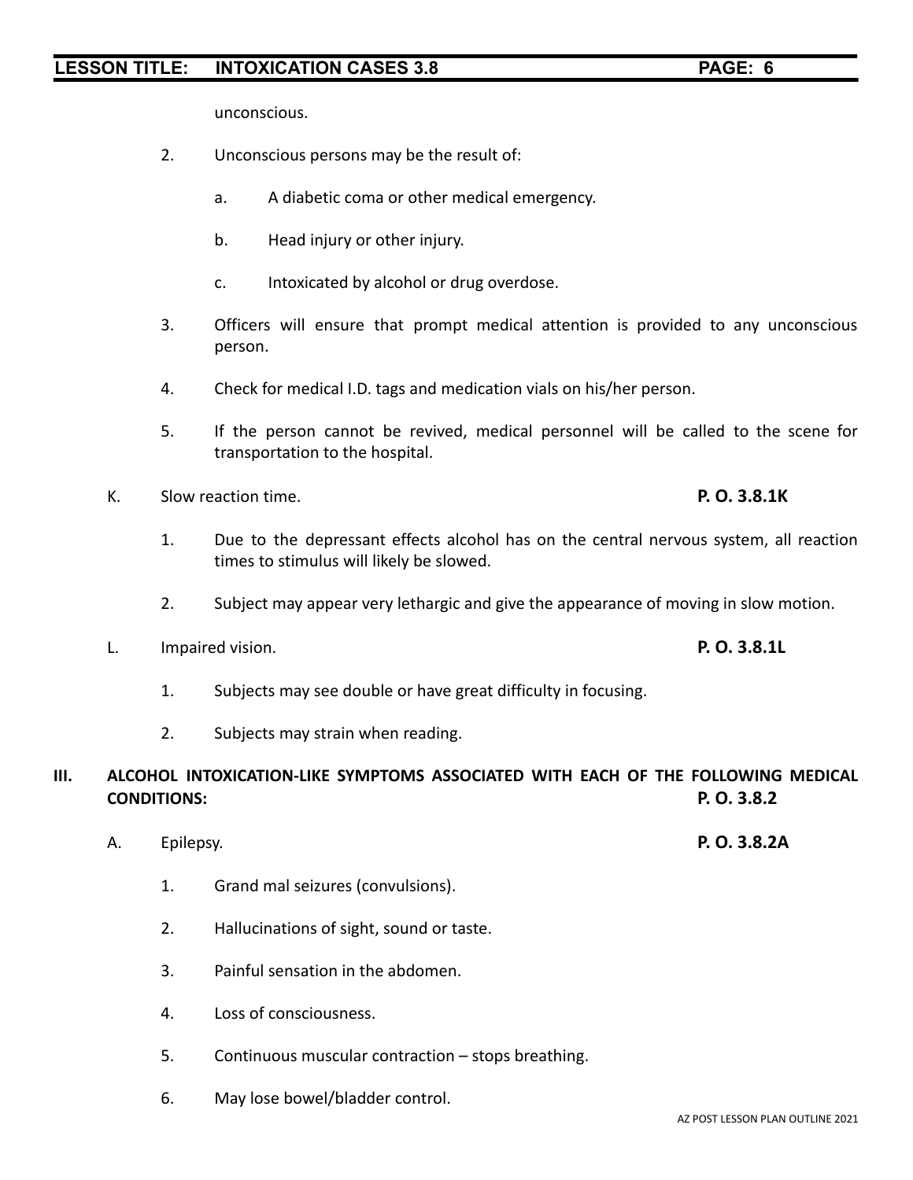unconscious.

2. Unconscious persons may be the result of:

   a. A diabetic coma or other medical emergency.

   b. Head injury or other injury.

   c. Intoxicated by alcohol or drug overdose.

3. Officers will ensure that prompt medical attention is provided to any unconscious person.

4. Check for medical I.D. tags and medication vials on his/her person.

5. If the person cannot be revived, medical personnel will be called to the scene for transportation to the hospital.

K. Slow reaction time. **P. O. 3.8.1K**

1. Due to the depressant effects alcohol has on the central nervous system, all reaction times to stimulus will likely be slowed.

2. Subject may appear very lethargic and give the appearance of moving in slow motion.

L. Impaired vision. **P. O. 3.8.1L**

1. Subjects may see double or have great difficulty in focusing.

2. Subjects may strain when reading.

## III. ALCOHOL INTOXICATION-LIKE SYMPTOMS ASSOCIATED WITH EACH OF THE FOLLOWING MEDICAL CONDITIONS: P. O. 3.8.2

A. Epilepsy. **P. O. 3.8.2A**

1. Grand mal seizures (convulsions).

2. Hallucinations of sight, sound or taste.

3. Painful sensation in the abdomen.

4. Loss of consciousness.

5. Continuous muscular contraction – stops breathing.

6. May lose bowel/bladder control.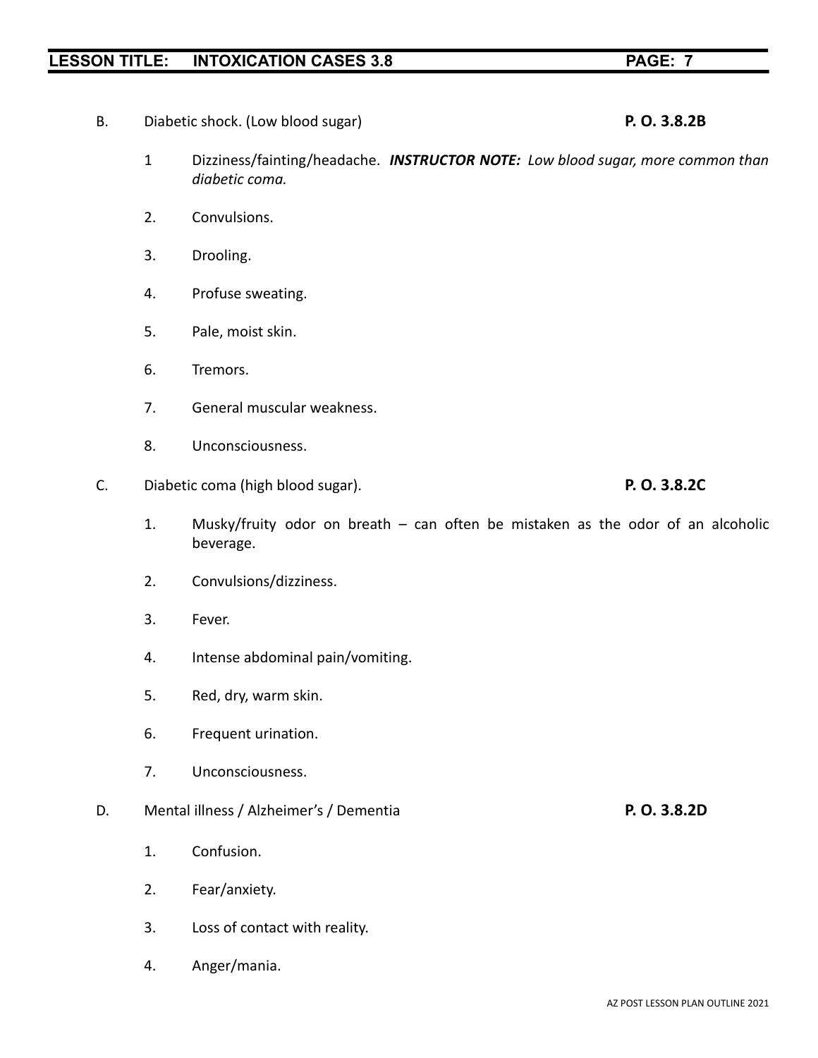B. Diabetic shock. (Low blood sugar) **P. O. 3.8.2B**

1 Dizziness/fainting/headache. ***INSTRUCTOR NOTE:*** *Low blood sugar, more common than diabetic coma.*

2. Convulsions.

3. Drooling.

4. Profuse sweating.

5. Pale, moist skin.

6. Tremors.

7. General muscular weakness.

8. Unconsciousness.

C. Diabetic coma (high blood sugar). **P. O. 3.8.2C**

1. Musky/fruity odor on breath – can often be mistaken as the odor of an alcoholic beverage.

2. Convulsions/dizziness.

3. Fever.

4. Intense abdominal pain/vomiting.

5. Red, dry, warm skin.

6. Frequent urination.

7. Unconsciousness.

D. Mental illness / Alzheimer's / Dementia **P. O. 3.8.2D**

1. Confusion.

2. Fear/anxiety.

3. Loss of contact with reality.

4. Anger/mania.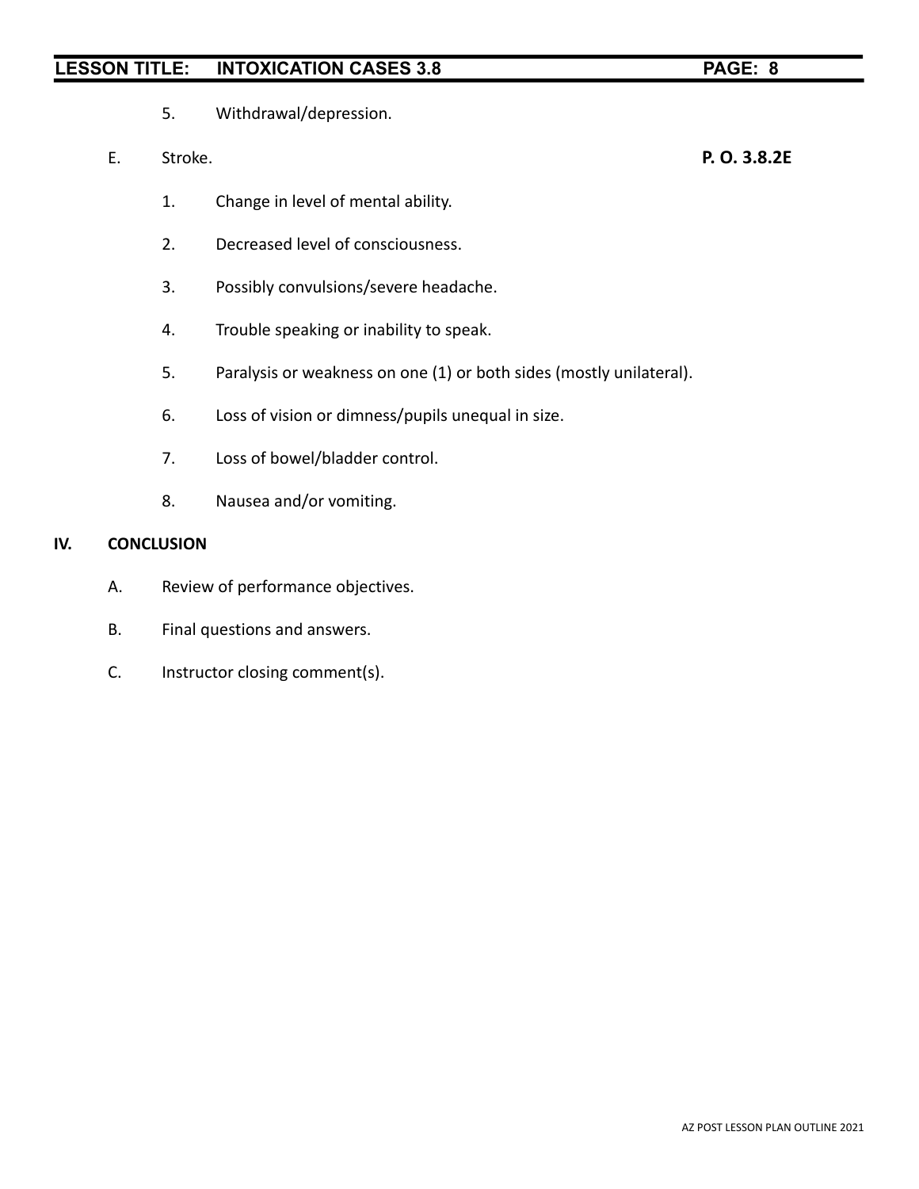5. Withdrawal/depression.

E. Stroke. **P. O. 3.8.2E**

1. Change in level of mental ability.

2. Decreased level of consciousness.

3. Possibly convulsions/severe headache.

4. Trouble speaking or inability to speak.

5. Paralysis or weakness on one (1) or both sides (mostly unilateral).

6. Loss of vision or dimness/pupils unequal in size.

7. Loss of bowel/bladder control.

8. Nausea and/or vomiting.

## IV. CONCLUSION

A. Review of performance objectives.

B. Final questions and answers.

C. Instructor closing comment(s).